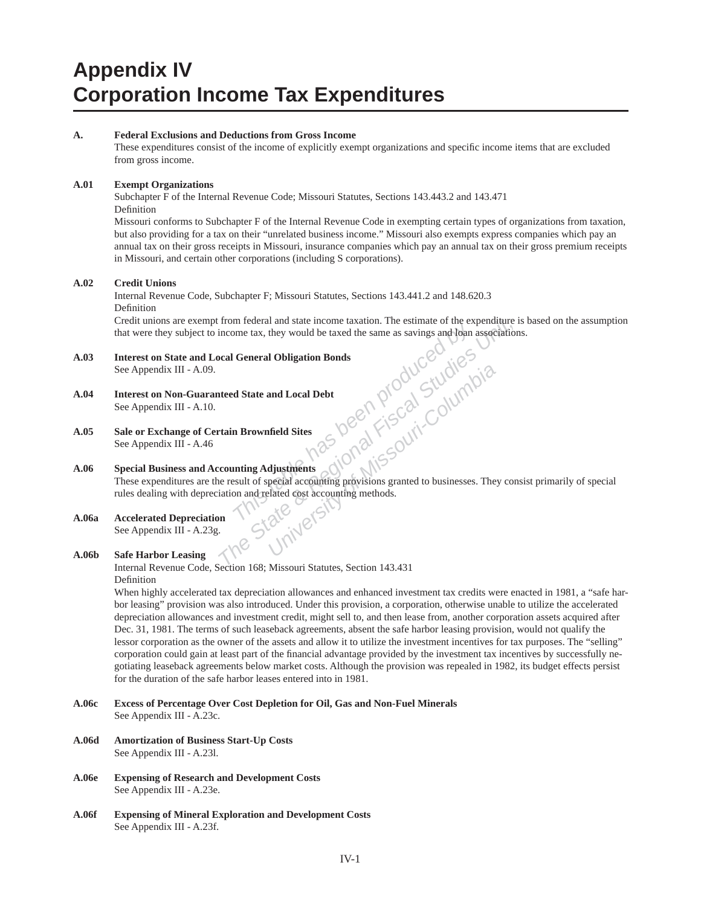# Appendix IV
# Corporation Income Tax Expenditures

**A. Federal Exclusions and Deductions from Gross Income**

These expenditures consist of the income of explicitly exempt organizations and specific income items that are excluded from gross income.

**A.01 Exempt Organizations**

Subchapter F of the Internal Revenue Code; Missouri Statutes, Sections 143.443.2 and 143.471

Definition

Missouri conforms to Subchapter F of the Internal Revenue Code in exempting certain types of organizations from taxation, but also providing for a tax on their "unrelated business income." Missouri also exempts express companies which pay an annual tax on their gross receipts in Missouri, insurance companies which pay an annual tax on their gross premium receipts in Missouri, and certain other corporations (including S corporations).

**A.02 Credit Unions**

Internal Revenue Code, Subchapter F; Missouri Statutes, Sections 143.441.2 and 148.620.3

Definition

Credit unions are exempt from federal and state income taxation. The estimate of the expenditure is based on the assumption that were they subject to income tax, they would be taxed the same as savings and loan associations.

**A.03 Interest on State and Local General Obligation Bonds**

See Appendix III - A.09.

**A.04 Interest on Non-Guaranteed State and Local Debt**

See Appendix III - A.10.

**A.05 Sale or Exchange of Certain Brownfield Sites**

See Appendix III - A.46

**A.06 Special Business and Accounting Adjustments**

These expenditures are the result of special accounting provisions granted to businesses. They consist primarily of special rules dealing with depreciation and related cost accounting methods.

**A.06a Accelerated Depreciation**

See Appendix III - A.23g.

**A.06b Safe Harbor Leasing**

Internal Revenue Code, Section 168; Missouri Statutes, Section 143.431

Definition

When highly accelerated tax depreciation allowances and enhanced investment tax credits were enacted in 1981, a "safe harbor leasing" provision was also introduced. Under this provision, a corporation, otherwise unable to utilize the accelerated depreciation allowances and investment credit, might sell to, and then lease from, another corporation assets acquired after Dec. 31, 1981. The terms of such leaseback agreements, absent the safe harbor leasing provision, would not qualify the lessor corporation as the owner of the assets and allow it to utilize the investment incentives for tax purposes. The "selling" corporation could gain at least part of the financial advantage provided by the investment tax incentives by successfully negotiating leaseback agreements below market costs. Although the provision was repealed in 1982, its budget effects persist for the duration of the safe harbor leases entered into in 1981.

**A.06c Excess of Percentage Over Cost Depletion for Oil, Gas and Non-Fuel Minerals**

See Appendix III - A.23c.

**A.06d Amortization of Business Start-Up Costs**

See Appendix III - A.23l.

**A.06e Expensing of Research and Development Costs**

See Appendix III - A.23e.

**A.06f Expensing of Mineral Exploration and Development Costs**

See Appendix III - A.23f.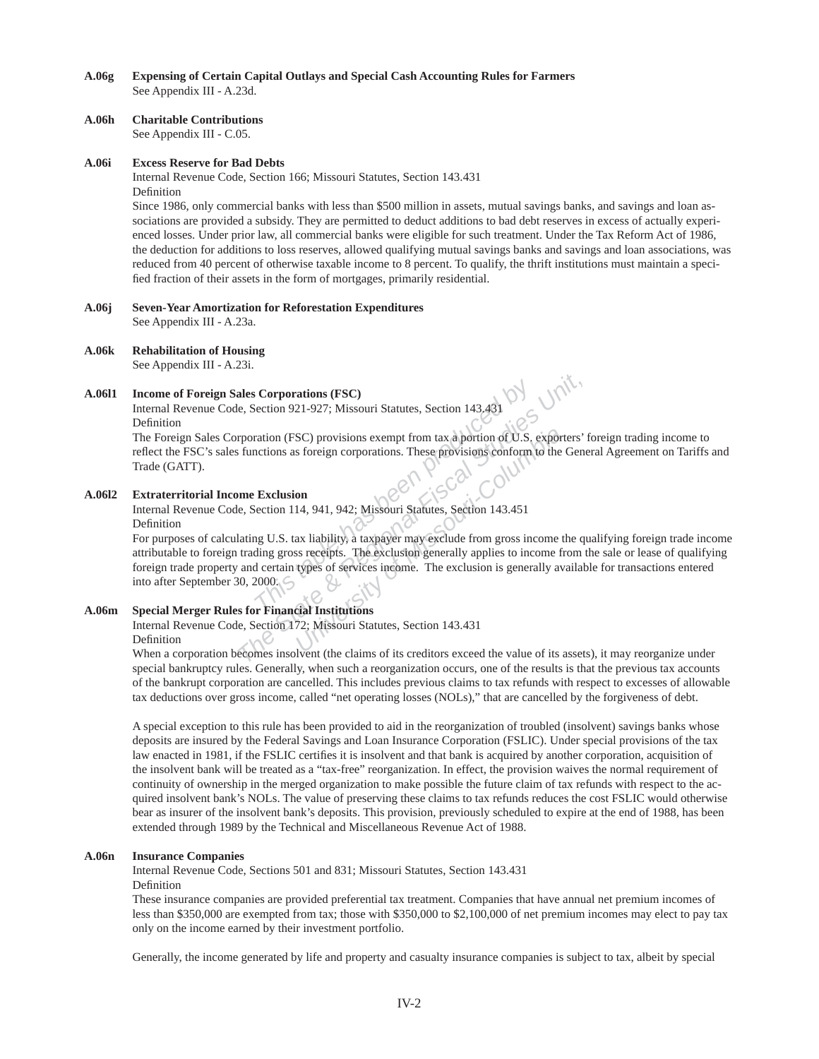**A.06g Expensing of Certain Capital Outlays and Special Cash Accounting Rules for Farmers**
See Appendix III - A.23d.

**A.06h Charitable Contributions**
See Appendix III - C.05.

**A.06i Excess Reserve for Bad Debts**
Internal Revenue Code, Section 166; Missouri Statutes, Section 143.431
Definition
Since 1986, only commercial banks with less than $500 million in assets, mutual savings banks, and savings and loan associations are provided a subsidy. They are permitted to deduct additions to bad debt reserves in excess of actually experienced losses. Under prior law, all commercial banks were eligible for such treatment. Under the Tax Reform Act of 1986, the deduction for additions to loss reserves, allowed qualifying mutual savings banks and savings and loan associations, was reduced from 40 percent of otherwise taxable income to 8 percent. To qualify, the thrift institutions must maintain a specified fraction of their assets in the form of mortgages, primarily residential.

**A.06j Seven-Year Amortization for Reforestation Expenditures**
See Appendix III - A.23a.

**A.06k Rehabilitation of Housing**
See Appendix III - A.23i.

**A.06l1 Income of Foreign Sales Corporations (FSC)**
Internal Revenue Code, Section 921-927; Missouri Statutes, Section 143.431
Definition
The Foreign Sales Corporation (FSC) provisions exempt from tax a portion of U.S. exporters' foreign trading income to reflect the FSC's sales functions as foreign corporations. These provisions conform to the General Agreement on Tariffs and Trade (GATT).

**A.06l2 Extraterritorial Income Exclusion**
Internal Revenue Code, Section 114, 941, 942; Missouri Statutes, Section 143.451
Definition
For purposes of calculating U.S. tax liability, a taxpayer may exclude from gross income the qualifying foreign trade income attributable to foreign trading gross receipts. The exclusion generally applies to income from the sale or lease of qualifying foreign trade property and certain types of services income. The exclusion is generally available for transactions entered into after September 30, 2000.

**A.06m Special Merger Rules for Financial Institutions**
Internal Revenue Code, Section 172; Missouri Statutes, Section 143.431
Definition
When a corporation becomes insolvent (the claims of its creditors exceed the value of its assets), it may reorganize under special bankruptcy rules. Generally, when such a reorganization occurs, one of the results is that the previous tax accounts of the bankrupt corporation are cancelled. This includes previous claims to tax refunds with respect to excesses of allowable tax deductions over gross income, called "net operating losses (NOLs)," that are cancelled by the forgiveness of debt.

A special exception to this rule has been provided to aid in the reorganization of troubled (insolvent) savings banks whose deposits are insured by the Federal Savings and Loan Insurance Corporation (FSLIC). Under special provisions of the tax law enacted in 1981, if the FSLIC certifies it is insolvent and that bank is acquired by another corporation, acquisition of the insolvent bank will be treated as a "tax-free" reorganization. In effect, the provision waives the normal requirement of continuity of ownership in the merged organization to make possible the future claim of tax refunds with respect to the acquired insolvent bank's NOLs. The value of preserving these claims to tax refunds reduces the cost FSLIC would otherwise bear as insurer of the insolvent bank's deposits. This provision, previously scheduled to expire at the end of 1988, has been extended through 1989 by the Technical and Miscellaneous Revenue Act of 1988.

**A.06n Insurance Companies**
Internal Revenue Code, Sections 501 and 831; Missouri Statutes, Section 143.431
Definition
These insurance companies are provided preferential tax treatment. Companies that have annual net premium incomes of less than $350,000 are exempted from tax; those with $350,000 to $2,100,000 of net premium incomes may elect to pay tax only on the income earned by their investment portfolio.

Generally, the income generated by life and property and casualty insurance companies is subject to tax, albeit by special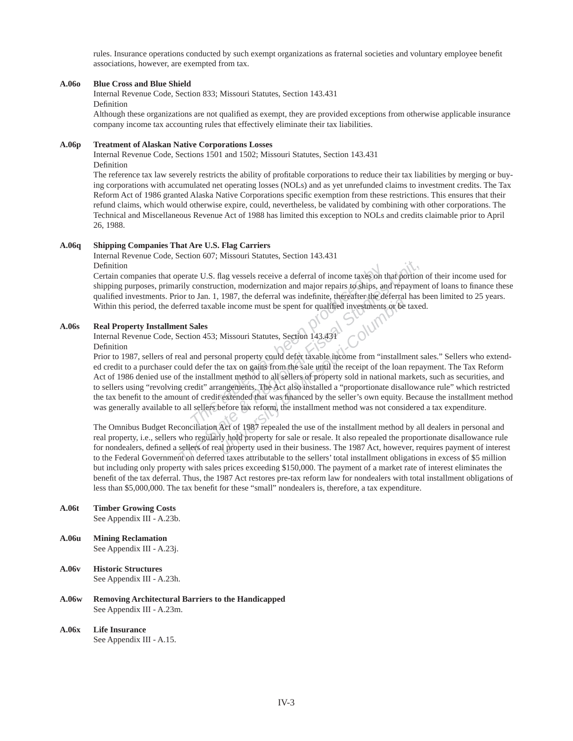rules. Insurance operations conducted by such exempt organizations as fraternal societies and voluntary employee benefit associations, however, are exempted from tax.

**A.06o Blue Cross and Blue Shield**

Internal Revenue Code, Section 833; Missouri Statutes, Section 143.431

Definition

Although these organizations are not qualified as exempt, they are provided exceptions from otherwise applicable insurance company income tax accounting rules that effectively eliminate their tax liabilities.

**A.06p Treatment of Alaskan Native Corporations Losses**

Internal Revenue Code, Sections 1501 and 1502; Missouri Statutes, Section 143.431

Definition

The reference tax law severely restricts the ability of profitable corporations to reduce their tax liabilities by merging or buying corporations with accumulated net operating losses (NOLs) and as yet unrefunded claims to investment credits. The Tax Reform Act of 1986 granted Alaska Native Corporations specific exemption from these restrictions. This ensures that their refund claims, which would otherwise expire, could, nevertheless, be validated by combining with other corporations. The Technical and Miscellaneous Revenue Act of 1988 has limited this exception to NOLs and credits claimable prior to April 26, 1988.

**A.06q Shipping Companies That Are U.S. Flag Carriers**

Internal Revenue Code, Section 607; Missouri Statutes, Section 143.431

Definition

Certain companies that operate U.S. flag vessels receive a deferral of income taxes on that portion of their income used for shipping purposes, primarily construction, modernization and major repairs to ships, and repayment of loans to finance these qualified investments. Prior to Jan. 1, 1987, the deferral was indefinite, thereafter the deferral has been limited to 25 years. Within this period, the deferred taxable income must be spent for qualified investments or be taxed.

**A.06s Real Property Installment Sales**

Internal Revenue Code, Section 453; Missouri Statutes, Section 143.431

Definition

Prior to 1987, sellers of real and personal property could defer taxable income from "installment sales." Sellers who extended credit to a purchaser could defer the tax on gains from the sale until the receipt of the loan repayment. The Tax Reform Act of 1986 denied use of the installment method to all sellers of property sold in national markets, such as securities, and to sellers using "revolving credit" arrangements. The Act also installed a "proportionate disallowance rule" which restricted the tax benefit to the amount of credit extended that was financed by the seller's own equity. Because the installment method was generally available to all sellers before tax reform, the installment method was not considered a tax expenditure.

The Omnibus Budget Reconciliation Act of 1987 repealed the use of the installment method by all dealers in personal and real property, i.e., sellers who regularly hold property for sale or resale. It also repealed the proportionate disallowance rule for nondealers, defined a sellers of real property used in their business. The 1987 Act, however, requires payment of interest to the Federal Government on deferred taxes attributable to the sellers' total installment obligations in excess of $5 million but including only property with sales prices exceeding $150,000. The payment of a market rate of interest eliminates the benefit of the tax deferral. Thus, the 1987 Act restores pre-tax reform law for nondealers with total installment obligations of less than $5,000,000. The tax benefit for these "small" nondealers is, therefore, a tax expenditure.

**A.06t Timber Growing Costs**

See Appendix III - A.23b.

**A.06u Mining Reclamation**

See Appendix III - A.23j.

**A.06v Historic Structures**

See Appendix III - A.23h.

**A.06w Removing Architectural Barriers to the Handicapped**

See Appendix III - A.23m.

**A.06x Life Insurance**

See Appendix III - A.15.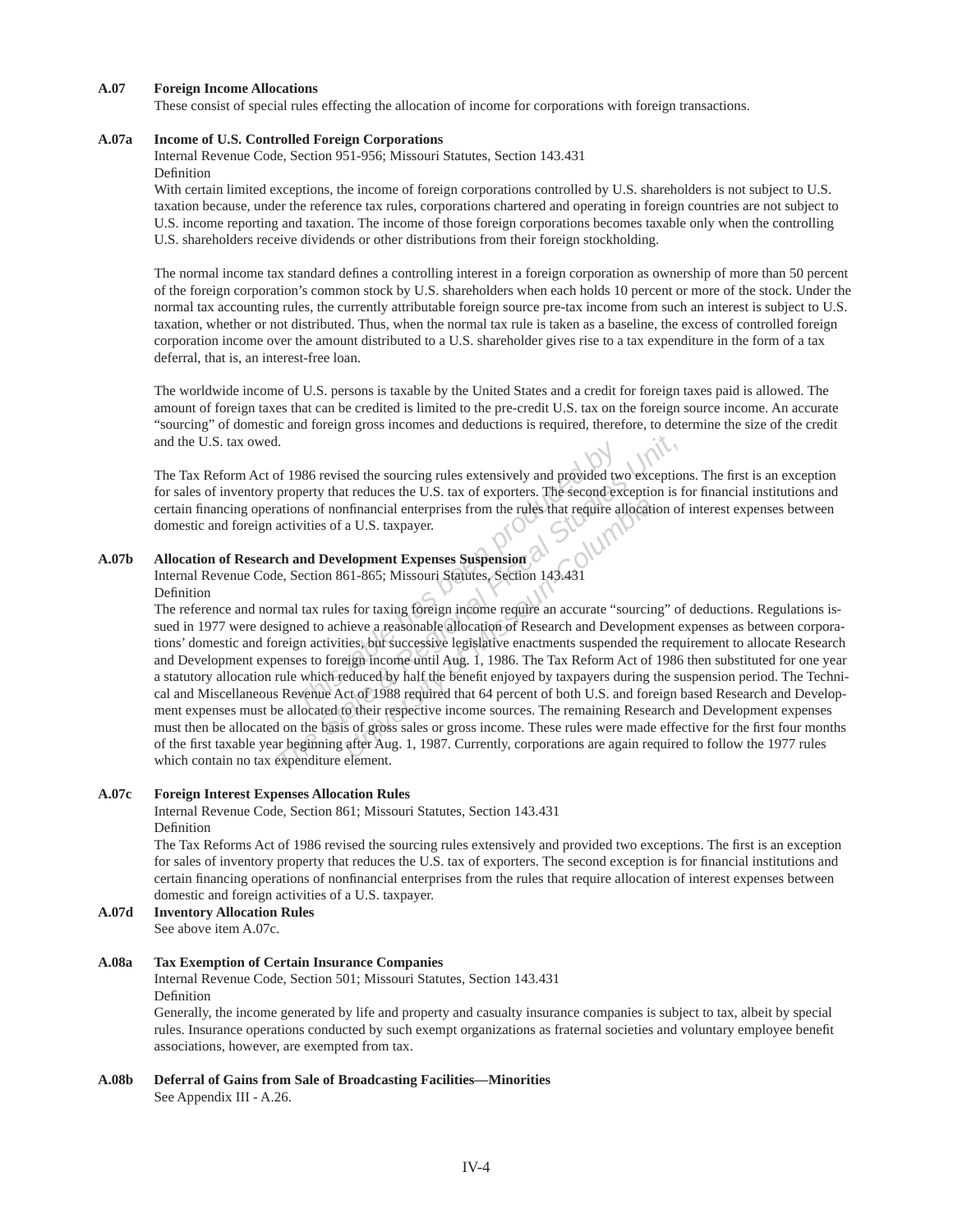**A.07 Foreign Income Allocations**

These consist of special rules effecting the allocation of income for corporations with foreign transactions.

**A.07a Income of U.S. Controlled Foreign Corporations**

Internal Revenue Code, Section 951-956; Missouri Statutes, Section 143.431

Definition

With certain limited exceptions, the income of foreign corporations controlled by U.S. shareholders is not subject to U.S. taxation because, under the reference tax rules, corporations chartered and operating in foreign countries are not subject to U.S. income reporting and taxation. The income of those foreign corporations becomes taxable only when the controlling U.S. shareholders receive dividends or other distributions from their foreign stockholding.

The normal income tax standard defines a controlling interest in a foreign corporation as ownership of more than 50 percent of the foreign corporation's common stock by U.S. shareholders when each holds 10 percent or more of the stock. Under the normal tax accounting rules, the currently attributable foreign source pre-tax income from such an interest is subject to U.S. taxation, whether or not distributed. Thus, when the normal tax rule is taken as a baseline, the excess of controlled foreign corporation income over the amount distributed to a U.S. shareholder gives rise to a tax expenditure in the form of a tax deferral, that is, an interest-free loan.

The worldwide income of U.S. persons is taxable by the United States and a credit for foreign taxes paid is allowed. The amount of foreign taxes that can be credited is limited to the pre-credit U.S. tax on the foreign source income. An accurate "sourcing" of domestic and foreign gross incomes and deductions is required, therefore, to determine the size of the credit and the U.S. tax owed.

The Tax Reform Act of 1986 revised the sourcing rules extensively and provided two exceptions. The first is an exception for sales of inventory property that reduces the U.S. tax of exporters. The second exception is for financial institutions and certain financing operations of nonfinancial enterprises from the rules that require allocation of interest expenses between domestic and foreign activities of a U.S. taxpayer.

**A.07b Allocation of Research and Development Expenses Suspension**

Internal Revenue Code, Section 861-865; Missouri Statutes, Section 143.431

Definition

The reference and normal tax rules for taxing foreign income require an accurate "sourcing" of deductions. Regulations issued in 1977 were designed to achieve a reasonable allocation of Research and Development expenses as between corporations' domestic and foreign activities, but successive legislative enactments suspended the requirement to allocate Research and Development expenses to foreign income until Aug. 1, 1986. The Tax Reform Act of 1986 then substituted for one year a statutory allocation rule which reduced by half the benefit enjoyed by taxpayers during the suspension period. The Technical and Miscellaneous Revenue Act of 1988 required that 64 percent of both U.S. and foreign based Research and Development expenses must be allocated to their respective income sources. The remaining Research and Development expenses must then be allocated on the basis of gross sales or gross income. These rules were made effective for the first four months of the first taxable year beginning after Aug. 1, 1987. Currently, corporations are again required to follow the 1977 rules which contain no tax expenditure element.

**A.07c Foreign Interest Expenses Allocation Rules**

Internal Revenue Code, Section 861; Missouri Statutes, Section 143.431

Definition

The Tax Reforms Act of 1986 revised the sourcing rules extensively and provided two exceptions. The first is an exception for sales of inventory property that reduces the U.S. tax of exporters. The second exception is for financial institutions and certain financing operations of nonfinancial enterprises from the rules that require allocation of interest expenses between domestic and foreign activities of a U.S. taxpayer.

**A.07d Inventory Allocation Rules**

See above item A.07c.

**A.08a Tax Exemption of Certain Insurance Companies**

Internal Revenue Code, Section 501; Missouri Statutes, Section 143.431

Definition

Generally, the income generated by life and property and casualty insurance companies is subject to tax, albeit by special rules. Insurance operations conducted by such exempt organizations as fraternal societies and voluntary employee benefit associations, however, are exempted from tax.

**A.08b Deferral of Gains from Sale of Broadcasting Facilities—Minorities**

See Appendix III - A.26.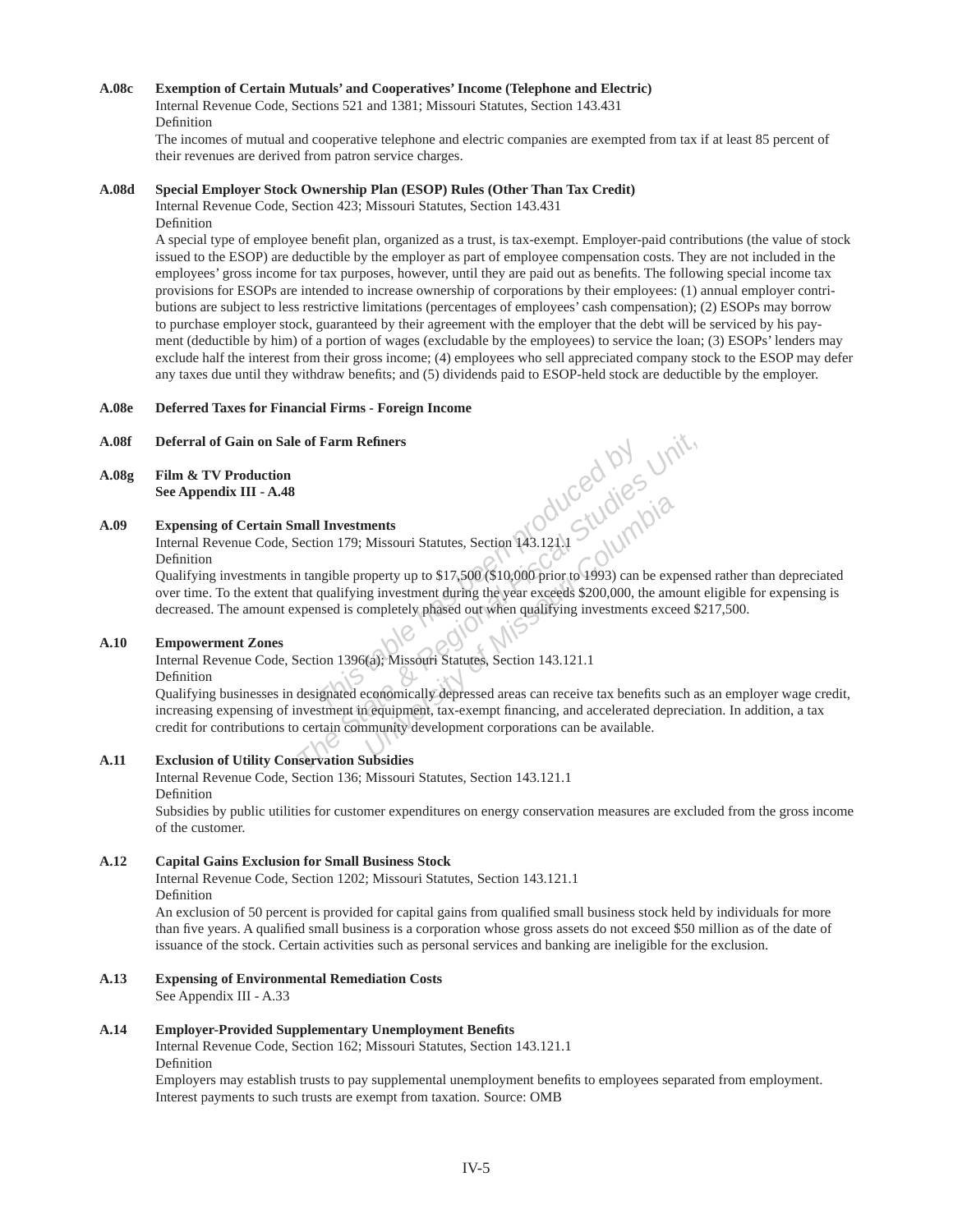**A.08c Exemption of Certain Mutuals' and Cooperatives' Income (Telephone and Electric)**

Internal Revenue Code, Sections 521 and 1381; Missouri Statutes, Section 143.431

Definition

The incomes of mutual and cooperative telephone and electric companies are exempted from tax if at least 85 percent of their revenues are derived from patron service charges.

**A.08d Special Employer Stock Ownership Plan (ESOP) Rules (Other Than Tax Credit)**

Internal Revenue Code, Section 423; Missouri Statutes, Section 143.431

Definition

A special type of employee benefit plan, organized as a trust, is tax-exempt. Employer-paid contributions (the value of stock issued to the ESOP) are deductible by the employer as part of employee compensation costs. They are not included in the employees' gross income for tax purposes, however, until they are paid out as benefits. The following special income tax provisions for ESOPs are intended to increase ownership of corporations by their employees: (1) annual employer contributions are subject to less restrictive limitations (percentages of employees' cash compensation); (2) ESOPs may borrow to purchase employer stock, guaranteed by their agreement with the employer that the debt will be serviced by his payment (deductible by him) of a portion of wages (excludable by the employees) to service the loan; (3) ESOPs' lenders may exclude half the interest from their gross income; (4) employees who sell appreciated company stock to the ESOP may defer any taxes due until they withdraw benefits; and (5) dividends paid to ESOP-held stock are deductible by the employer.

**A.08e Deferred Taxes for Financial Firms - Foreign Income**

**A.08f Deferral of Gain on Sale of Farm Refiners**

**A.08g Film & TV Production**
**See Appendix III - A.48**

**A.09 Expensing of Certain Small Investments**

Internal Revenue Code, Section 179; Missouri Statutes, Section 143.121.1

Definition

Qualifying investments in tangible property up to $17,500 ($10,000 prior to 1993) can be expensed rather than depreciated over time. To the extent that qualifying investment during the year exceeds $200,000, the amount eligible for expensing is decreased. The amount expensed is completely phased out when qualifying investments exceed $217,500.

**A.10 Empowerment Zones**

Internal Revenue Code, Section 1396(a); Missouri Statutes, Section 143.121.1

Definition

Qualifying businesses in designated economically depressed areas can receive tax benefits such as an employer wage credit, increasing expensing of investment in equipment, tax-exempt financing, and accelerated depreciation. In addition, a tax credit for contributions to certain community development corporations can be available.

**A.11 Exclusion of Utility Conservation Subsidies**

Internal Revenue Code, Section 136; Missouri Statutes, Section 143.121.1

Definition

Subsidies by public utilities for customer expenditures on energy conservation measures are excluded from the gross income of the customer.

**A.12 Capital Gains Exclusion for Small Business Stock**

Internal Revenue Code, Section 1202; Missouri Statutes, Section 143.121.1

Definition

An exclusion of 50 percent is provided for capital gains from qualified small business stock held by individuals for more than five years. A qualified small business is a corporation whose gross assets do not exceed $50 million as of the date of issuance of the stock. Certain activities such as personal services and banking are ineligible for the exclusion.

**A.13 Expensing of Environmental Remediation Costs**

See Appendix III - A.33

**A.14 Employer-Provided Supplementary Unemployment Benefits**

Internal Revenue Code, Section 162; Missouri Statutes, Section 143.121.1

Definition

Employers may establish trusts to pay supplemental unemployment benefits to employees separated from employment. Interest payments to such trusts are exempt from taxation. Source: OMB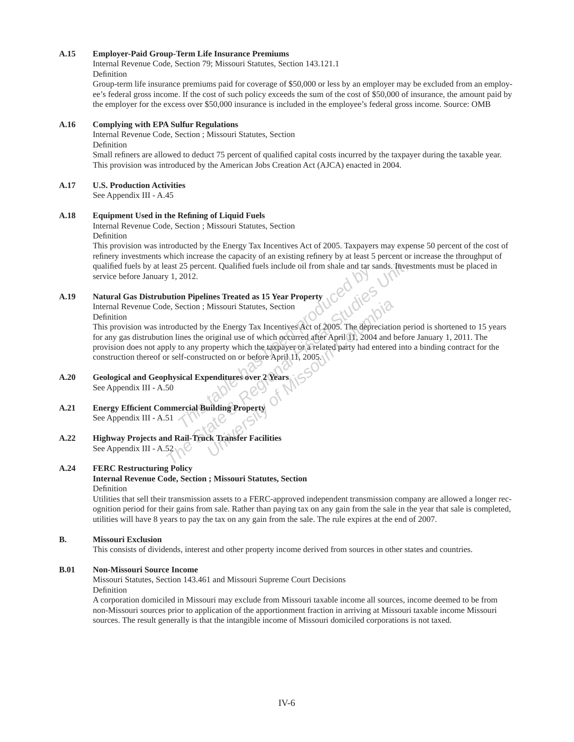**A.15 Employer-Paid Group-Term Life Insurance Premiums**

Internal Revenue Code, Section 79; Missouri Statutes, Section 143.121.1

Definition

Group-term life insurance premiums paid for coverage of $50,000 or less by an employer may be excluded from an employee's federal gross income. If the cost of such policy exceeds the sum of the cost of $50,000 of insurance, the amount paid by the employer for the excess over $50,000 insurance is included in the employee's federal gross income. Source: OMB

**A.16 Complying with EPA Sulfur Regulations**

Internal Revenue Code, Section ; Missouri Statutes, Section

Definition

Small refiners are allowed to deduct 75 percent of qualified capital costs incurred by the taxpayer during the taxable year. This provision was introduced by the American Jobs Creation Act (AJCA) enacted in 2004.

**A.17 U.S. Production Activities**

See Appendix III - A.45

**A.18 Equipment Used in the Refining of Liquid Fuels**

Internal Revenue Code, Section ; Missouri Statutes, Section

Definition

This provision was introducted by the Energy Tax Incentives Act of 2005. Taxpayers may expense 50 percent of the cost of refinery investments which increase the capacity of an existing refinery by at least 5 percent or increase the throughput of qualified fuels by at least 25 percent. Qualified fuels include oil from shale and tar sands. Investments must be placed in service before January 1, 2012.

**A.19 Natural Gas Distrubution Pipelines Treated as 15 Year Property**

Internal Revenue Code, Section ; Missouri Statutes, Section

Definition

This provision was introducted by the Energy Tax Incentives Act of 2005. The depreciation period is shortened to 15 years for any gas distrubution lines the original use of which occurred after April 11, 2004 and before January 1, 2011. The provision does not apply to any property which the taxpayer or a related party had entered into a binding contract for the construction thereof or self-constructed on or before April 11, 2005.

**A.20 Geological and Geophysical Expenditures over 2 Years**

See Appendix III - A.50

**A.21 Energy Efficient Commercial Building Property**

See Appendix III - A.51

**A.22 Highway Projects and Rail-Truck Transfer Facilities**

See Appendix III - A.52

**A.24 FERC Restructuring Policy**

**Internal Revenue Code, Section ; Missouri Statutes, Section**

Definition

Utilities that sell their transmission assets to a FERC-approved independent transmission company are allowed a longer recognition period for their gains from sale. Rather than paying tax on any gain from the sale in the year that sale is completed, utilities will have 8 years to pay the tax on any gain from the sale. The rule expires at the end of 2007.

**B. Missouri Exclusion**

This consists of dividends, interest and other property income derived from sources in other states and countries.

**B.01 Non-Missouri Source Income**

Missouri Statutes, Section 143.461 and Missouri Supreme Court Decisions

Definition

A corporation domiciled in Missouri may exclude from Missouri taxable income all sources, income deemed to be from non-Missouri sources prior to application of the apportionment fraction in arriving at Missouri taxable income Missouri sources. The result generally is that the intangible income of Missouri domiciled corporations is not taxed.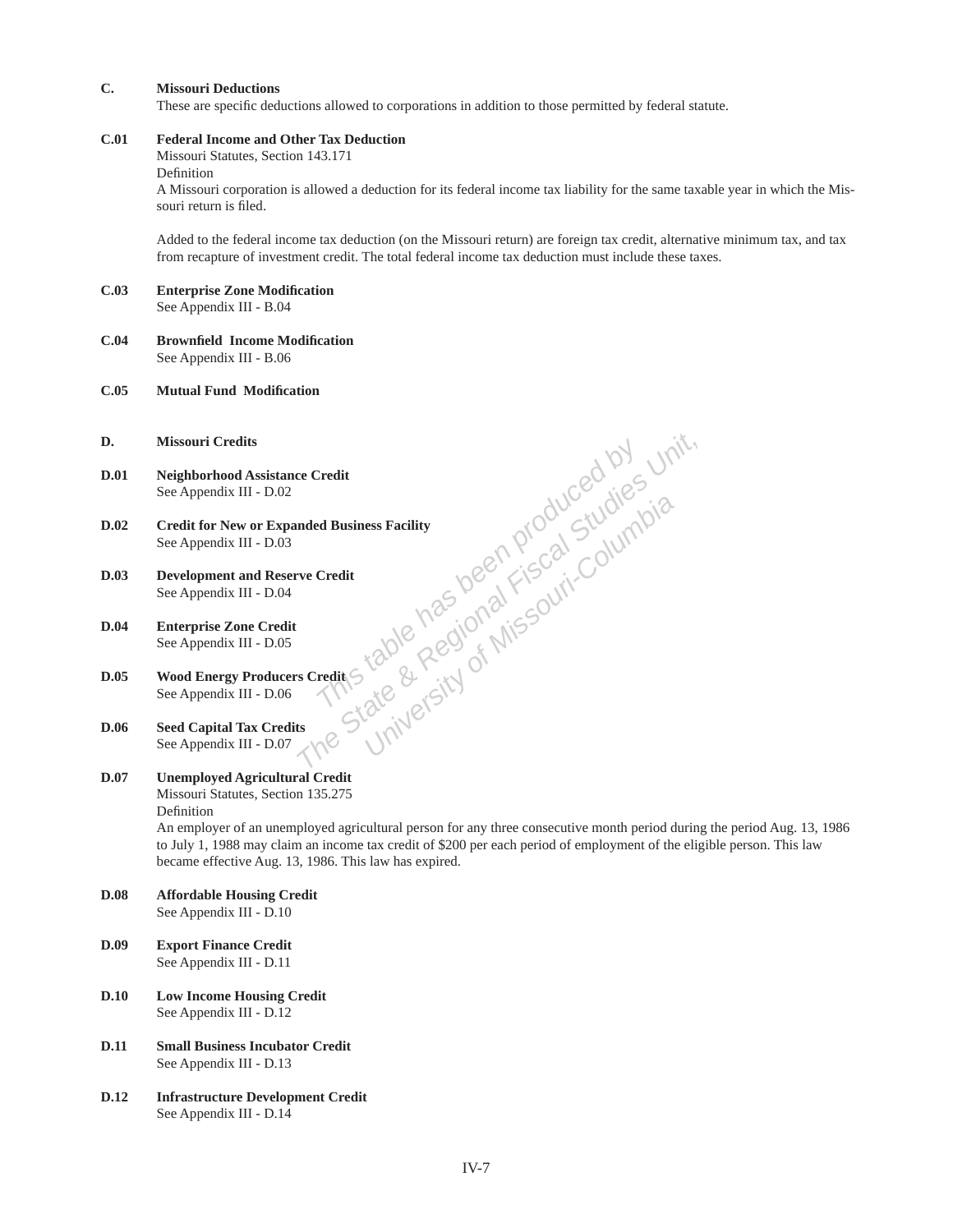## C. Missouri Deductions

These are specific deductions allowed to corporations in addition to those permitted by federal statute.

### C.01 Federal Income and Other Tax Deduction

Missouri Statutes, Section 143.171

Definition

A Missouri corporation is allowed a deduction for its federal income tax liability for the same taxable year in which the Missouri return is filed.

Added to the federal income tax deduction (on the Missouri return) are foreign tax credit, alternative minimum tax, and tax from recapture of investment credit. The total federal income tax deduction must include these taxes.

### C.03 Enterprise Zone Modification

See Appendix III - B.04

### C.04 Brownfield Income Modification

See Appendix III - B.06

### C.05 Mutual Fund Modification

## D. Missouri Credits

### D.01 Neighborhood Assistance Credit

See Appendix III - D.02

### D.02 Credit for New or Expanded Business Facility

See Appendix III - D.03

### D.03 Development and Reserve Credit

See Appendix III - D.04

### D.04 Enterprise Zone Credit

See Appendix III - D.05

### D.05 Wood Energy Producers Credit

See Appendix III - D.06

### D.06 Seed Capital Tax Credits

See Appendix III - D.07

### D.07 Unemployed Agricultural Credit

Missouri Statutes, Section 135.275

Definition

An employer of an unemployed agricultural person for any three consecutive month period during the period Aug. 13, 1986 to July 1, 1988 may claim an income tax credit of $200 per each period of employment of the eligible person. This law became effective Aug. 13, 1986. This law has expired.

### D.08 Affordable Housing Credit

See Appendix III - D.10

### D.09 Export Finance Credit

See Appendix III - D.11

### D.10 Low Income Housing Credit

See Appendix III - D.12

### D.11 Small Business Incubator Credit

See Appendix III - D.13

### D.12 Infrastructure Development Credit

See Appendix III - D.14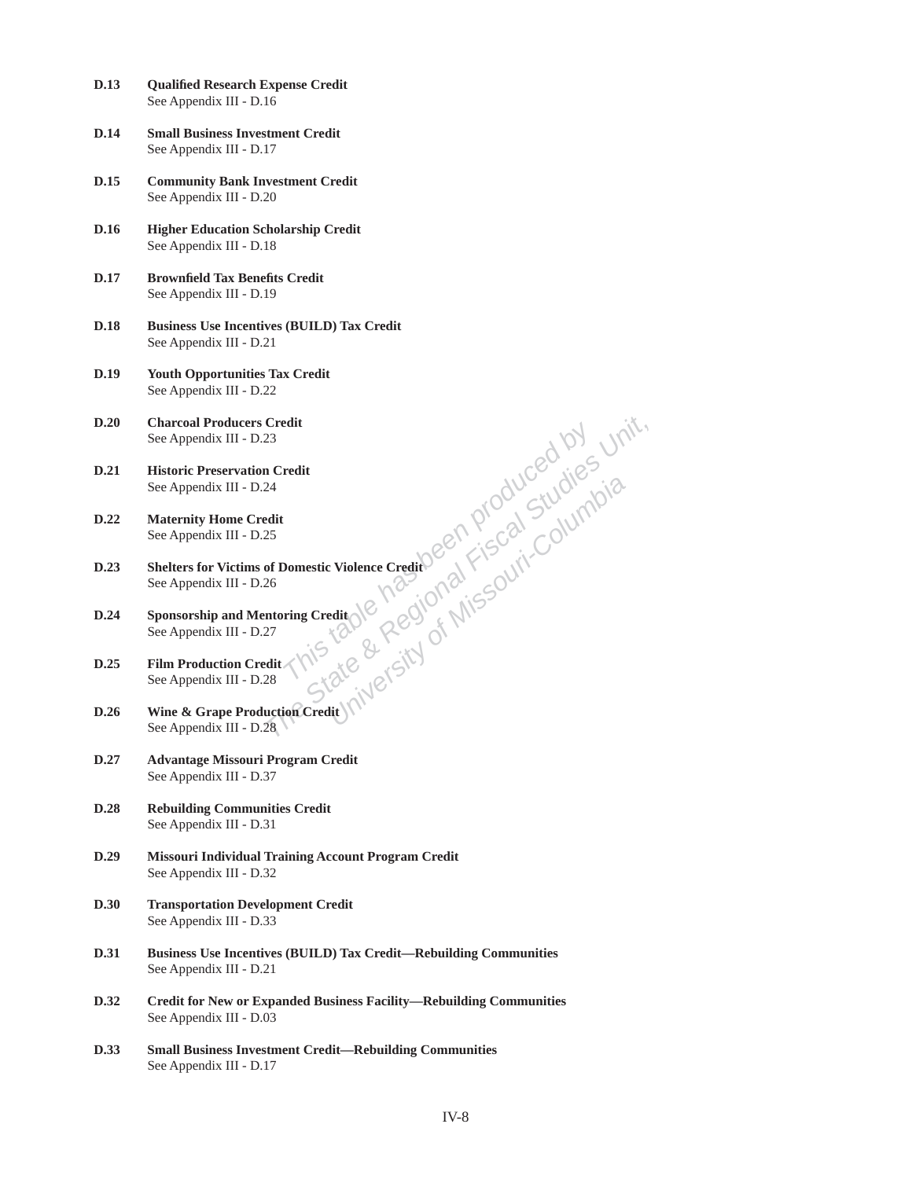**D.13** **Qualified Research Expense Credit**
See Appendix III - D.16

**D.14** **Small Business Investment Credit**
See Appendix III - D.17

**D.15** **Community Bank Investment Credit**
See Appendix III - D.20

**D.16** **Higher Education Scholarship Credit**
See Appendix III - D.18

**D.17** **Brownfield Tax Benefits Credit**
See Appendix III - D.19

**D.18** **Business Use Incentives (BUILD) Tax Credit**
See Appendix III - D.21

**D.19** **Youth Opportunities Tax Credit**
See Appendix III - D.22

**D.20** **Charcoal Producers Credit**
See Appendix III - D.23

**D.21** **Historic Preservation Credit**
See Appendix III - D.24

**D.22** **Maternity Home Credit**
See Appendix III - D.25

**D.23** **Shelters for Victims of Domestic Violence Credit**
See Appendix III - D.26

**D.24** **Sponsorship and Mentoring Credit**
See Appendix III - D.27

**D.25** **Film Production Credit**
See Appendix III - D.28

**D.26** **Wine & Grape Production Credit**
See Appendix III - D.28

**D.27** **Advantage Missouri Program Credit**
See Appendix III - D.37

**D.28** **Rebuilding Communities Credit**
See Appendix III - D.31

**D.29** **Missouri Individual Training Account Program Credit**
See Appendix III - D.32

**D.30** **Transportation Development Credit**
See Appendix III - D.33

**D.31** **Business Use Incentives (BUILD) Tax Credit—Rebuilding Communities**
See Appendix III - D.21

**D.32** **Credit for New or Expanded Business Facility—Rebuilding Communities**
See Appendix III - D.03

**D.33** **Small Business Investment Credit—Rebuilding Communities**
See Appendix III - D.17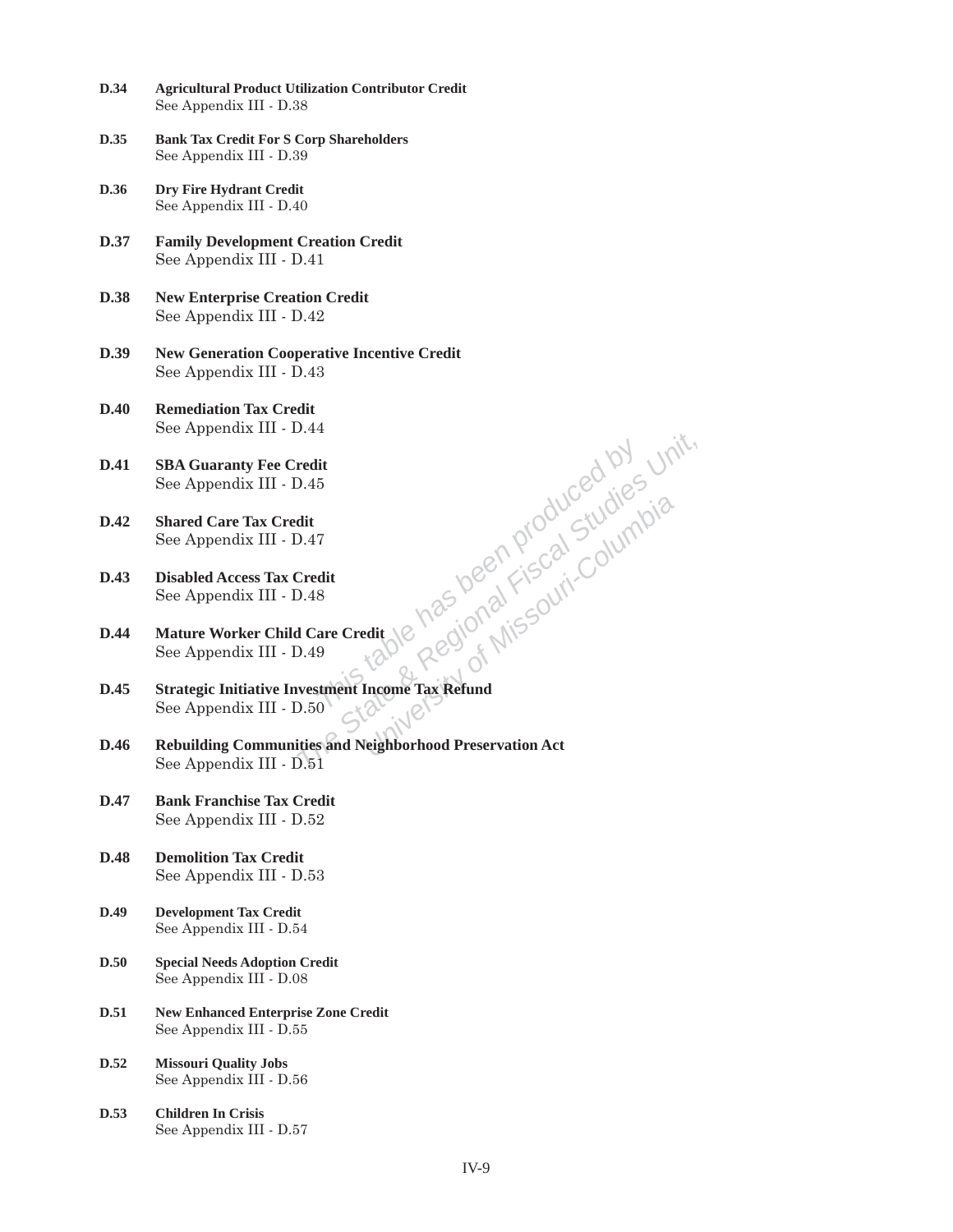**D.34** **Agricultural Product Utilization Contributor Credit**
See Appendix III - D.38

**D.35** **Bank Tax Credit For S Corp Shareholders**
See Appendix III - D.39

**D.36** **Dry Fire Hydrant Credit**
See Appendix III - D.40

**D.37** **Family Development Creation Credit**
See Appendix III - D.41

**D.38** **New Enterprise Creation Credit**
See Appendix III - D.42

**D.39** **New Generation Cooperative Incentive Credit**
See Appendix III - D.43

**D.40** **Remediation Tax Credit**
See Appendix III - D.44

**D.41** **SBA Guaranty Fee Credit**
See Appendix III - D.45

**D.42** **Shared Care Tax Credit**
See Appendix III - D.47

**D.43** **Disabled Access Tax Credit**
See Appendix III - D.48

**D.44** **Mature Worker Child Care Credit**
See Appendix III - D.49

**D.45** **Strategic Initiative Investment Income Tax Refund**
See Appendix III - D.50

**D.46** **Rebuilding Communities and Neighborhood Preservation Act**
See Appendix III - D.51

**D.47** **Bank Franchise Tax Credit**
See Appendix III - D.52

**D.48** **Demolition Tax Credit**
See Appendix III - D.53

**D.49** **Development Tax Credit**
See Appendix III - D.54

**D.50** **Special Needs Adoption Credit**
See Appendix III - D.08

**D.51** **New Enhanced Enterprise Zone Credit**
See Appendix III - D.55

**D.52** **Missouri Quality Jobs**
See Appendix III - D.56

**D.53** **Children In Crisis**
See Appendix III - D.57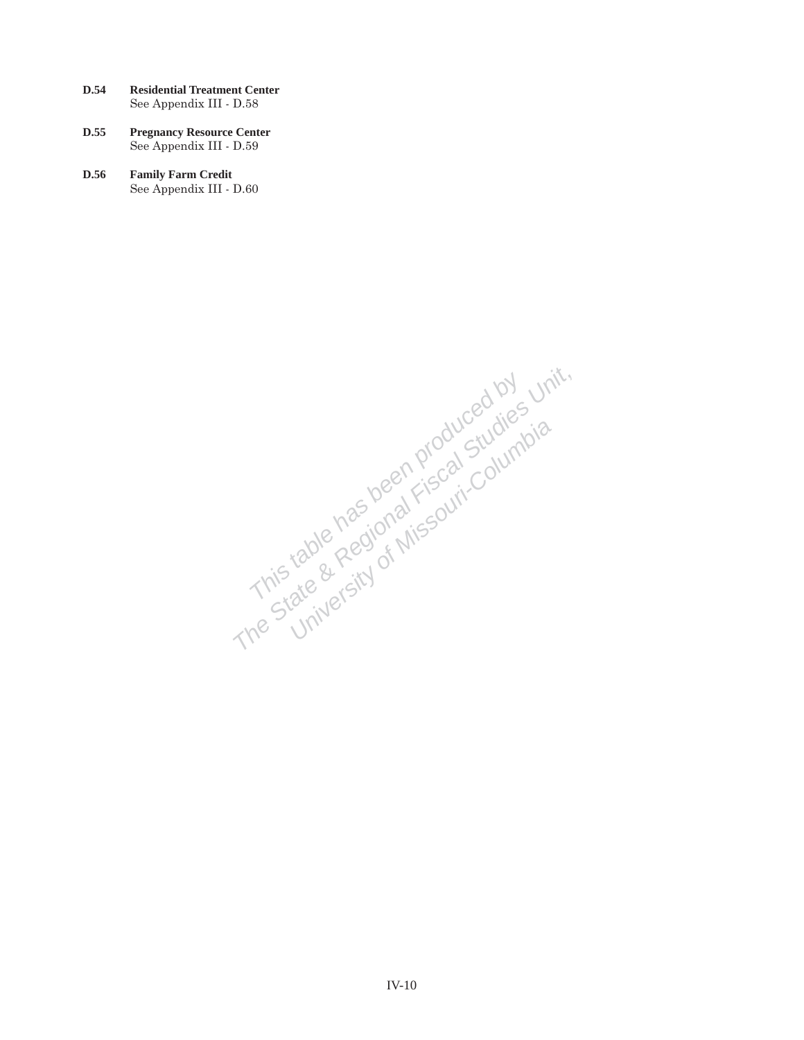**D.54 Residential Treatment Center**
See Appendix III - D.58

**D.55 Pregnancy Resource Center**
See Appendix III - D.59

**D.56 Family Farm Credit**
See Appendix III - D.60